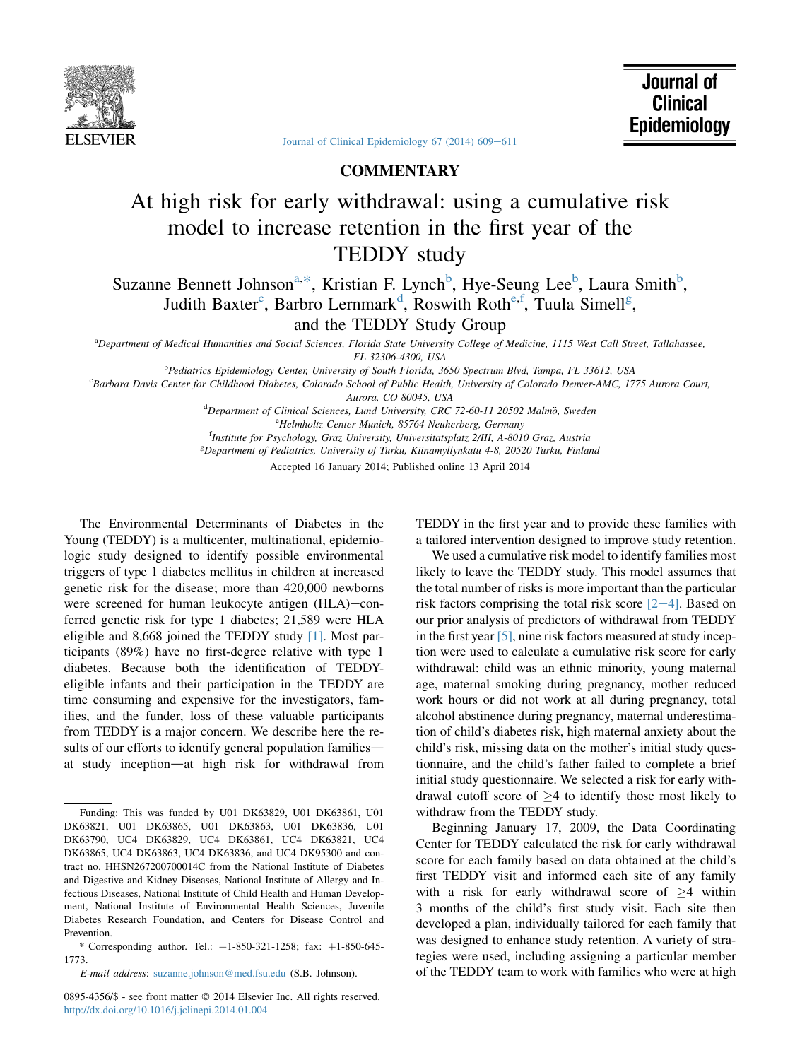COMMENTARY

# At high risk for early withdrawal: using a cumulative risk model to increase retention in the first year of the TEDDY study

Suzanne Bennett Johnson[a,*], Kristian F. Lynch[b], Hye-Seung Lee[b], Laura Smith[b], Judith Baxter[c], Barbro Lernmark[d], Roswith Roth[e,f], Tuula Simell[g], and the TEDDY Study Group

[a]Department of Medical Humanities and Social Sciences, Florida State University College of Medicine, 1115 West Call Street, Tallahassee, FL 32306-4300, USA

[b]Pediatrics Epidemiology Center, University of South Florida, 3650 Spectrum Blvd, Tampa, FL 33612, USA

[c]Barbara Davis Center for Childhood Diabetes, Colorado School of Public Health, University of Colorado Denver-AMC, 1775 Aurora Court, Aurora, CO 80045, USA

[d]Department of Clinical Sciences, Lund University, CRC 72-60-11 20502 Malmö, Sweden

[e]Helmholtz Center Munich, 85764 Neuherberg, Germany

[f]Institute for Psychology, Graz University, Universitatsplatz 2/III, A-8010 Graz, Austria

[g]Department of Pediatrics, University of Turku, Kiinamyllynkatu 4-8, 20520 Turku, Finland

Accepted 16 January 2014; Published online 13 April 2014

The Environmental Determinants of Diabetes in the Young (TEDDY) is a multicenter, multinational, epidemiologic study designed to identify possible environmental triggers of type 1 diabetes mellitus in children at increased genetic risk for the disease; more than 420,000 newborns were screened for human leukocyte antigen (HLA)−conferred genetic risk for type 1 diabetes; 21,589 were HLA eligible and 8,668 joined the TEDDY study [1]. Most participants (89%) have no first-degree relative with type 1 diabetes. Because both the identification of TEDDY-eligible infants and their participation in the TEDDY are time consuming and expensive for the investigators, families, and the funder, loss of these valuable participants from TEDDY is a major concern. We describe here the results of our efforts to identify general population families—at study inception—at high risk for withdrawal from TEDDY in the first year and to provide these families with a tailored intervention designed to improve study retention.

We used a cumulative risk model to identify families most likely to leave the TEDDY study. This model assumes that the total number of risks is more important than the particular risk factors comprising the total risk score [2−4]. Based on our prior analysis of predictors of withdrawal from TEDDY in the first year [5], nine risk factors measured at study inception were used to calculate a cumulative risk score for early withdrawal: child was an ethnic minority, young maternal age, maternal smoking during pregnancy, mother reduced work hours or did not work at all during pregnancy, total alcohol abstinence during pregnancy, maternal underestimation of child's diabetes risk, high maternal anxiety about the child's risk, missing data on the mother's initial study questionnaire, and the child's father failed to complete a brief initial study questionnaire. We selected a risk for early withdrawal cutoff score of ≥4 to identify those most likely to withdraw from the TEDDY study.

Beginning January 17, 2009, the Data Coordinating Center for TEDDY calculated the risk for early withdrawal score for each family based on data obtained at the child's first TEDDY visit and informed each site of any family with a risk for early withdrawal score of ≥4 within 3 months of the child's first study visit. Each site then developed a plan, individually tailored for each family that was designed to enhance study retention. A variety of strategies were used, including assigning a particular member of the TEDDY team to work with families who were at high

Funding: This was funded by U01 DK63829, U01 DK63861, U01 DK63821, U01 DK63865, U01 DK63863, U01 DK63836, U01 DK63790, UC4 DK63829, UC4 DK63861, UC4 DK63821, UC4 DK63865, UC4 DK63863, UC4 DK63836, and UC4 DK95300 and contract no. HHSN267200700014C from the National Institute of Diabetes and Digestive and Kidney Diseases, National Institute of Allergy and Infectious Diseases, National Institute of Child Health and Human Development, National Institute of Environmental Health Sciences, Juvenile Diabetes Research Foundation, and Centers for Disease Control and Prevention.

\* Corresponding author. Tel.: +1-850-321-1258; fax: +1-850-645-1773.

*E-mail address*: suzanne.johnson@med.fsu.edu (S.B. Johnson).

0895-4356/$ - see front matter © 2014 Elsevier Inc. All rights reserved.
http://dx.doi.org/10.1016/j.jclinepi.2014.01.004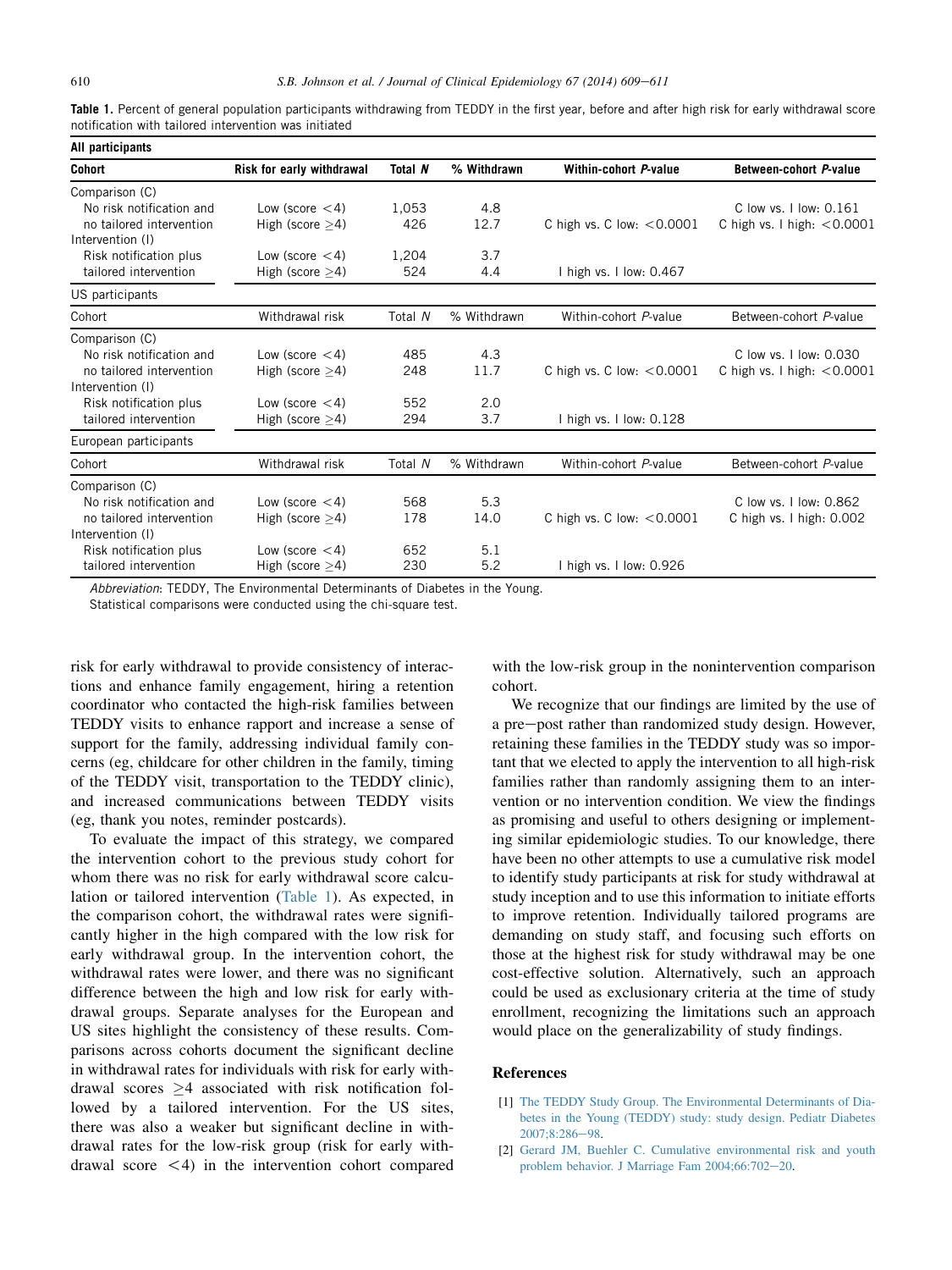**Table 1.** Percent of general population participants withdrawing from TEDDY in the first year, before and after high risk for early withdrawal score notification with tailored intervention was initiated

| Cohort | Risk for early withdrawal | Total $N$ | % Withdrawn | Within-cohort $P$-value | Between-cohort $P$-value |
|---|---|---|---|---|---|
| **All participants** | | | | | |
| Comparison (C) | | | | | |
| No risk notification and | Low (score $<4$) | 1,053 | 4.8 | | C low vs. I low: 0.161 |
| no tailored intervention | High (score $\geq 4$) | 426 | 12.7 | C high vs. C low: $<0.0001$ | C high vs. I high: $<0.0001$ |
| Intervention (I) | | | | | |
| Risk notification plus | Low (score $<4$) | 1,204 | 3.7 | | |
| tailored intervention | High (score $\geq 4$) | 524 | 4.4 | I high vs. I low: 0.467 | |
| **US participants** | | | | | |
| Cohort | Withdrawal risk | Total $N$ | % Withdrawn | Within-cohort $P$-value | Between-cohort $P$-value |
| Comparison (C) | | | | | |
| No risk notification and | Low (score $<4$) | 485 | 4.3 | | C low vs. I low: 0.030 |
| no tailored intervention | High (score $\geq 4$) | 248 | 11.7 | C high vs. C low: $<0.0001$ | C high vs. I high: $<0.0001$ |
| Intervention (I) | | | | | |
| Risk notification plus | Low (score $<4$) | 552 | 2.0 | | |
| tailored intervention | High (score $\geq 4$) | 294 | 3.7 | I high vs. I low: 0.128 | |
| **European participants** | | | | | |
| Cohort | Withdrawal risk | Total $N$ | % Withdrawn | Within-cohort $P$-value | Between-cohort $P$-value |
| Comparison (C) | | | | | |
| No risk notification and | Low (score $<4$) | 568 | 5.3 | | C low vs. I low: 0.862 |
| no tailored intervention | High (score $\geq 4$) | 178 | 14.0 | C high vs. C low: $<0.0001$ | C high vs. I high: 0.002 |
| Intervention (I) | | | | | |
| Risk notification plus | Low (score $<4$) | 652 | 5.1 | | |
| tailored intervention | High (score $\geq 4$) | 230 | 5.2 | I high vs. I low: 0.926 | |

*Abbreviation*: TEDDY, The Environmental Determinants of Diabetes in the Young.
Statistical comparisons were conducted using the chi-square test.

risk for early withdrawal to provide consistency of interactions and enhance family engagement, hiring a retention coordinator who contacted the high-risk families between TEDDY visits to enhance rapport and increase a sense of support for the family, addressing individual family concerns (eg, childcare for other children in the family, timing of the TEDDY visit, transportation to the TEDDY clinic), and increased communications between TEDDY visits (eg, thank you notes, reminder postcards).

To evaluate the impact of this strategy, we compared the intervention cohort to the previous study cohort for whom there was no risk for early withdrawal score calculation or tailored intervention (Table 1). As expected, in the comparison cohort, the withdrawal rates were significantly higher in the high compared with the low risk for early withdrawal group. In the intervention cohort, the withdrawal rates were lower, and there was no significant difference between the high and low risk for early withdrawal groups. Separate analyses for the European and US sites highlight the consistency of these results. Comparisons across cohorts document the significant decline in withdrawal rates for individuals with risk for early withdrawal scores $\geq 4$ associated with risk notification followed by a tailored intervention. For the US sites, there was also a weaker but significant decline in withdrawal rates for the low-risk group (risk for early withdrawal score $<4$) in the intervention cohort compared with the low-risk group in the nonintervention comparison cohort.

We recognize that our findings are limited by the use of a pre−post rather than randomized study design. However, retaining these families in the TEDDY study was so important that we elected to apply the intervention to all high-risk families rather than randomly assigning them to an intervention or no intervention condition. We view the findings as promising and useful to others designing or implementing similar epidemiologic studies. To our knowledge, there have been no other attempts to use a cumulative risk model to identify study participants at risk for study withdrawal at study inception and to use this information to initiate efforts to improve retention. Individually tailored programs are demanding on study staff, and focusing such efforts on those at the highest risk for study withdrawal may be one cost-effective solution. Alternatively, such an approach could be used as exclusionary criteria at the time of study enrollment, recognizing the limitations such an approach would place on the generalizability of study findings.

## References

[1] The TEDDY Study Group. The Environmental Determinants of Diabetes in the Young (TEDDY) study: study design. Pediatr Diabetes 2007;8:286−98.

[2] Gerard JM, Buehler C. Cumulative environmental risk and youth problem behavior. J Marriage Fam 2004;66:702−20.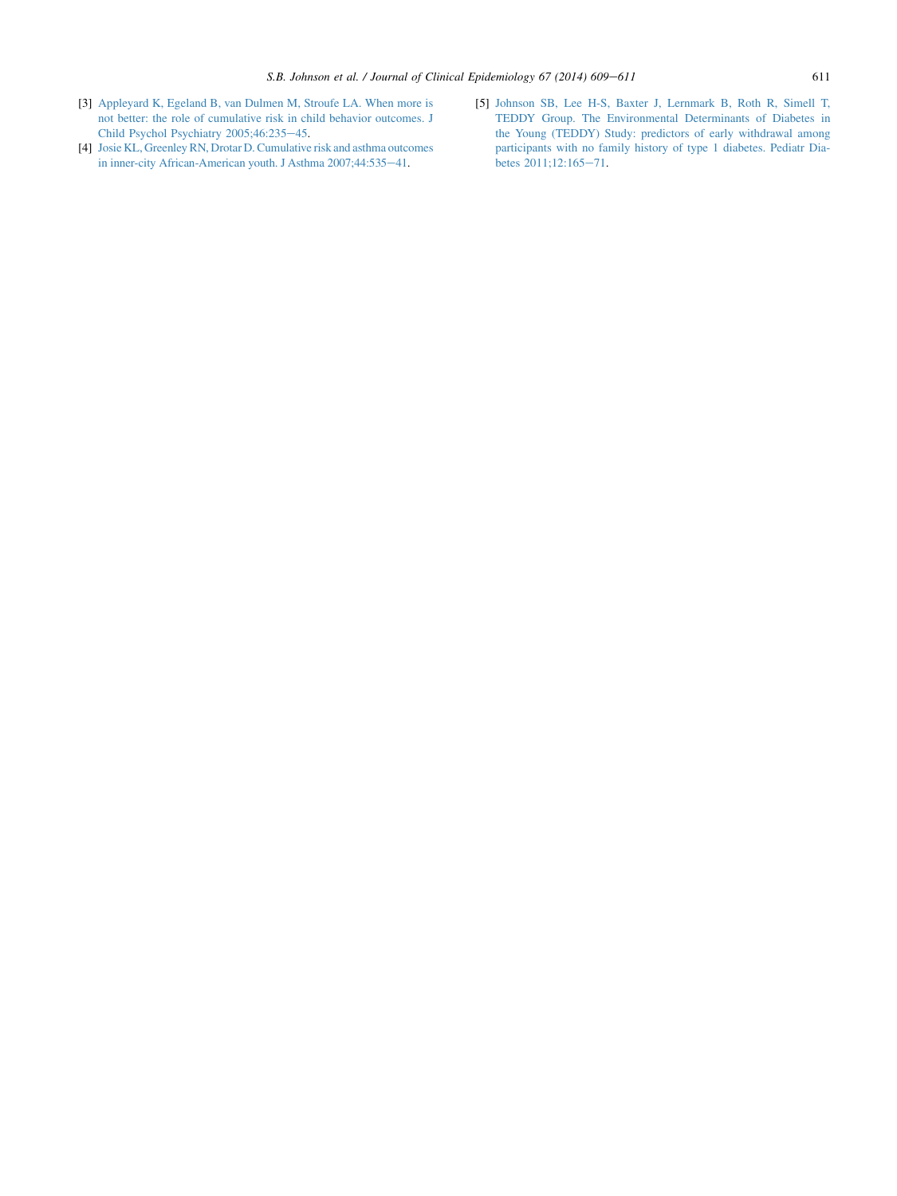[3] Appleyard K, Egeland B, van Dulmen M, Sroufe LA. When more is not better: the role of cumulative risk in child behavior outcomes. J Child Psychol Psychiatry 2005;46:235–45.

[4] Josie KL, Greenley RN, Drotar D. Cumulative risk and asthma outcomes in inner-city African-American youth. J Asthma 2007;44:535–41.

[5] Johnson SB, Lee H-S, Baxter J, Lernmark B, Roth R, Simell T, TEDDY Group. The Environmental Determinants of Diabetes in the Young (TEDDY) Study: predictors of early withdrawal among participants with no family history of type 1 diabetes. Pediatr Diabetes 2011;12:165–71.